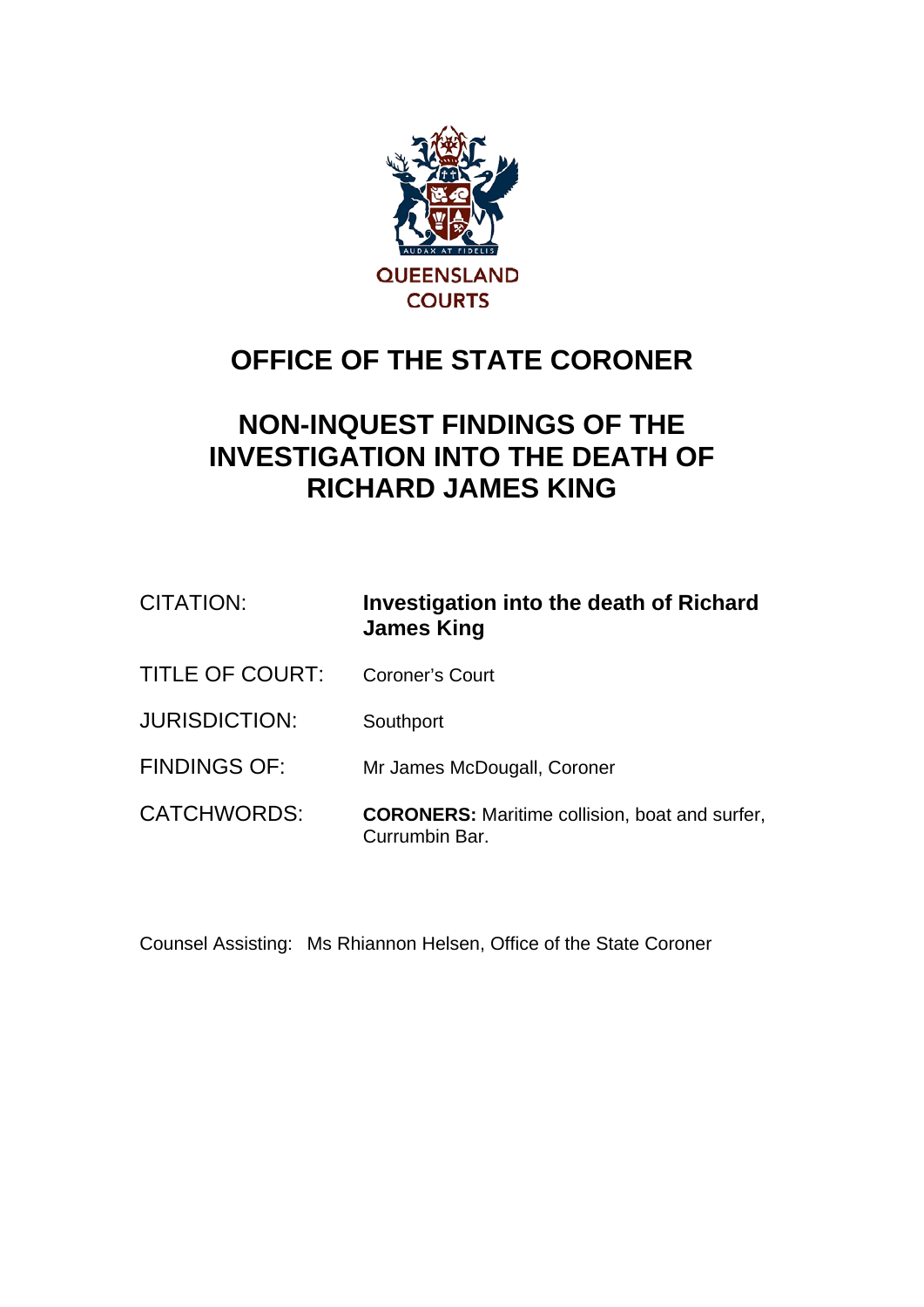QUEENSLAND COURTS

# OFFICE OF THE STATE CORONER

# NON-INQUEST FINDINGS OF THE INVESTIGATION INTO THE DEATH OF RICHARD JAMES KING

| | |
|---|---|
| CITATION: | **Investigation into the death of Richard James King** |
| TITLE OF COURT: | Coroner's Court |
| JURISDICTION: | Southport |
| FINDINGS OF: | Mr James McDougall, Coroner |
| CATCHWORDS: | **CORONERS:** Maritime collision, boat and surfer, Currumbin Bar. |

Counsel Assisting: Ms Rhiannon Helsen, Office of the State Coroner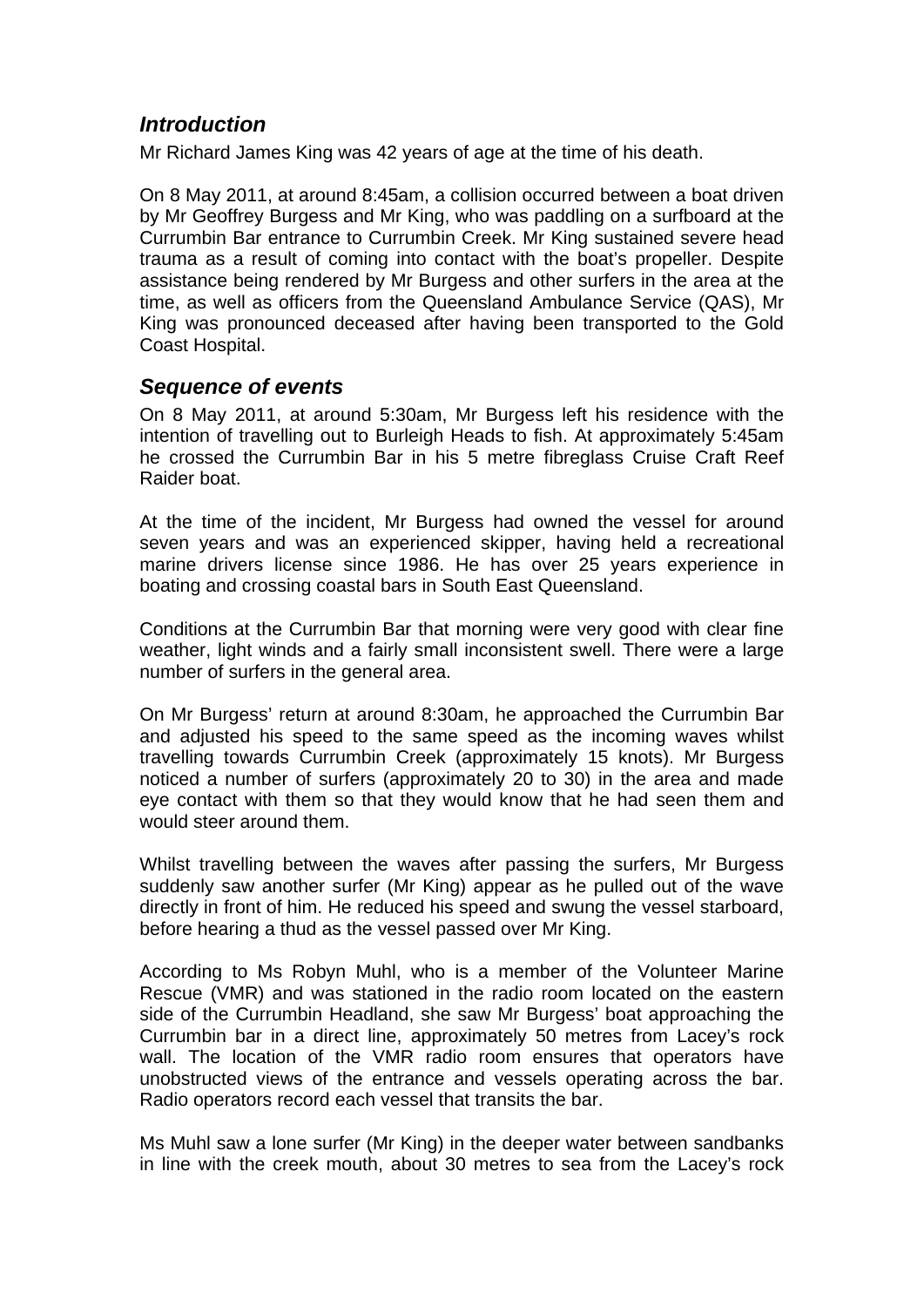## *Introduction*

Mr Richard James King was 42 years of age at the time of his death.

On 8 May 2011, at around 8:45am, a collision occurred between a boat driven by Mr Geoffrey Burgess and Mr King, who was paddling on a surfboard at the Currumbin Bar entrance to Currumbin Creek. Mr King sustained severe head trauma as a result of coming into contact with the boat's propeller. Despite assistance being rendered by Mr Burgess and other surfers in the area at the time, as well as officers from the Queensland Ambulance Service (QAS), Mr King was pronounced deceased after having been transported to the Gold Coast Hospital.

## *Sequence of events*

On 8 May 2011, at around 5:30am, Mr Burgess left his residence with the intention of travelling out to Burleigh Heads to fish. At approximately 5:45am he crossed the Currumbin Bar in his 5 metre fibreglass Cruise Craft Reef Raider boat.

At the time of the incident, Mr Burgess had owned the vessel for around seven years and was an experienced skipper, having held a recreational marine drivers license since 1986. He has over 25 years experience in boating and crossing coastal bars in South East Queensland.

Conditions at the Currumbin Bar that morning were very good with clear fine weather, light winds and a fairly small inconsistent swell. There were a large number of surfers in the general area.

On Mr Burgess' return at around 8:30am, he approached the Currumbin Bar and adjusted his speed to the same speed as the incoming waves whilst travelling towards Currumbin Creek (approximately 15 knots). Mr Burgess noticed a number of surfers (approximately 20 to 30) in the area and made eye contact with them so that they would know that he had seen them and would steer around them.

Whilst travelling between the waves after passing the surfers, Mr Burgess suddenly saw another surfer (Mr King) appear as he pulled out of the wave directly in front of him. He reduced his speed and swung the vessel starboard, before hearing a thud as the vessel passed over Mr King.

According to Ms Robyn Muhl, who is a member of the Volunteer Marine Rescue (VMR) and was stationed in the radio room located on the eastern side of the Currumbin Headland, she saw Mr Burgess' boat approaching the Currumbin bar in a direct line, approximately 50 metres from Lacey's rock wall. The location of the VMR radio room ensures that operators have unobstructed views of the entrance and vessels operating across the bar. Radio operators record each vessel that transits the bar.

Ms Muhl saw a lone surfer (Mr King) in the deeper water between sandbanks in line with the creek mouth, about 30 metres to sea from the Lacey's rock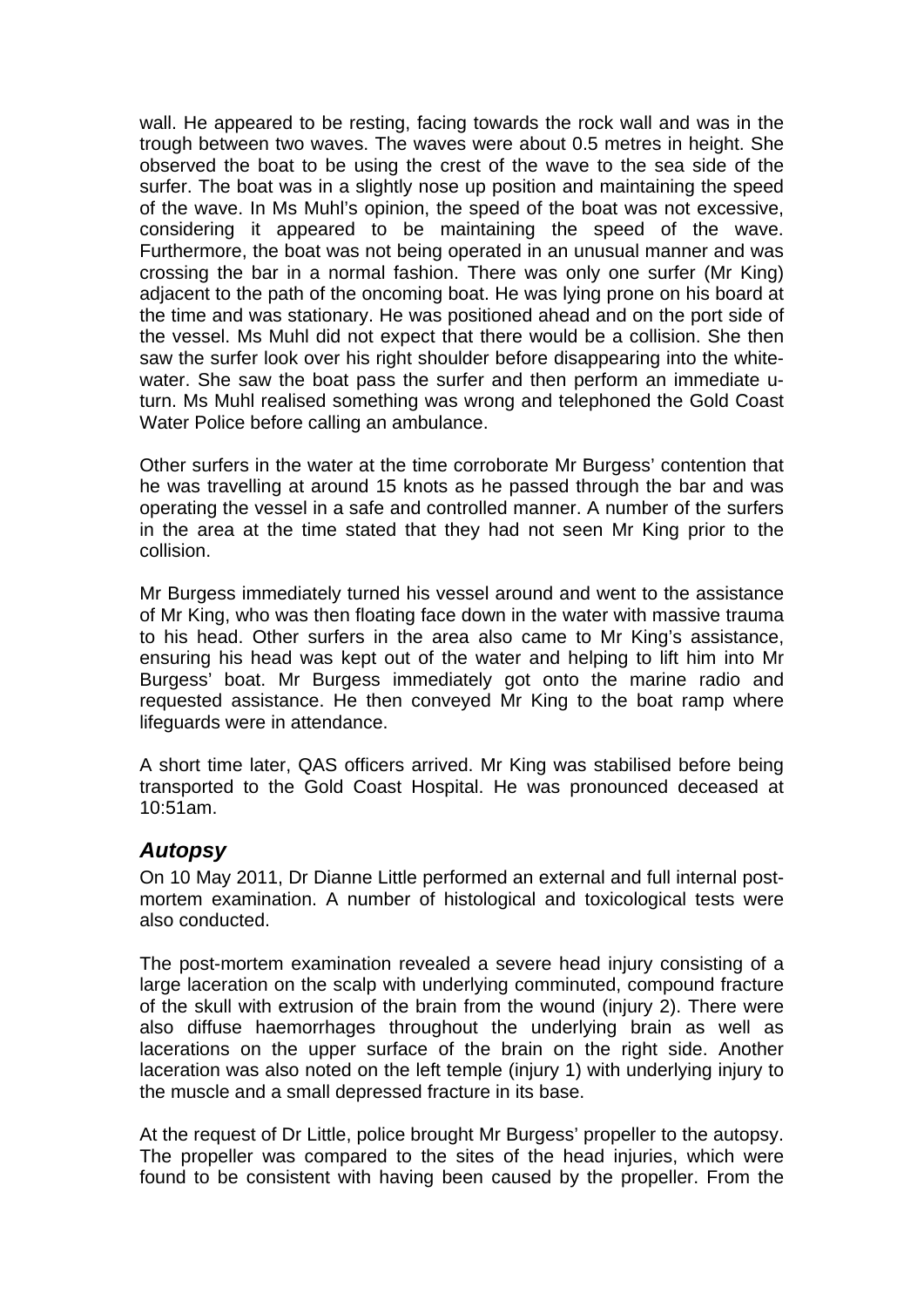wall. He appeared to be resting, facing towards the rock wall and was in the trough between two waves. The waves were about 0.5 metres in height. She observed the boat to be using the crest of the wave to the sea side of the surfer. The boat was in a slightly nose up position and maintaining the speed of the wave. In Ms Muhl's opinion, the speed of the boat was not excessive, considering it appeared to be maintaining the speed of the wave. Furthermore, the boat was not being operated in an unusual manner and was crossing the bar in a normal fashion. There was only one surfer (Mr King) adjacent to the path of the oncoming boat. He was lying prone on his board at the time and was stationary. He was positioned ahead and on the port side of the vessel. Ms Muhl did not expect that there would be a collision. She then saw the surfer look over his right shoulder before disappearing into the white-water. She saw the boat pass the surfer and then perform an immediate u-turn. Ms Muhl realised something was wrong and telephoned the Gold Coast Water Police before calling an ambulance.

Other surfers in the water at the time corroborate Mr Burgess' contention that he was travelling at around 15 knots as he passed through the bar and was operating the vessel in a safe and controlled manner. A number of the surfers in the area at the time stated that they had not seen Mr King prior to the collision.

Mr Burgess immediately turned his vessel around and went to the assistance of Mr King, who was then floating face down in the water with massive trauma to his head. Other surfers in the area also came to Mr King's assistance, ensuring his head was kept out of the water and helping to lift him into Mr Burgess' boat. Mr Burgess immediately got onto the marine radio and requested assistance. He then conveyed Mr King to the boat ramp where lifeguards were in attendance.

A short time later, QAS officers arrived. Mr King was stabilised before being transported to the Gold Coast Hospital. He was pronounced deceased at 10:51am.

## *Autopsy*

On 10 May 2011, Dr Dianne Little performed an external and full internal post-mortem examination. A number of histological and toxicological tests were also conducted.

The post-mortem examination revealed a severe head injury consisting of a large laceration on the scalp with underlying comminuted, compound fracture of the skull with extrusion of the brain from the wound (injury 2). There were also diffuse haemorrhages throughout the underlying brain as well as lacerations on the upper surface of the brain on the right side. Another laceration was also noted on the left temple (injury 1) with underlying injury to the muscle and a small depressed fracture in its base.

At the request of Dr Little, police brought Mr Burgess' propeller to the autopsy. The propeller was compared to the sites of the head injuries, which were found to be consistent with having been caused by the propeller. From the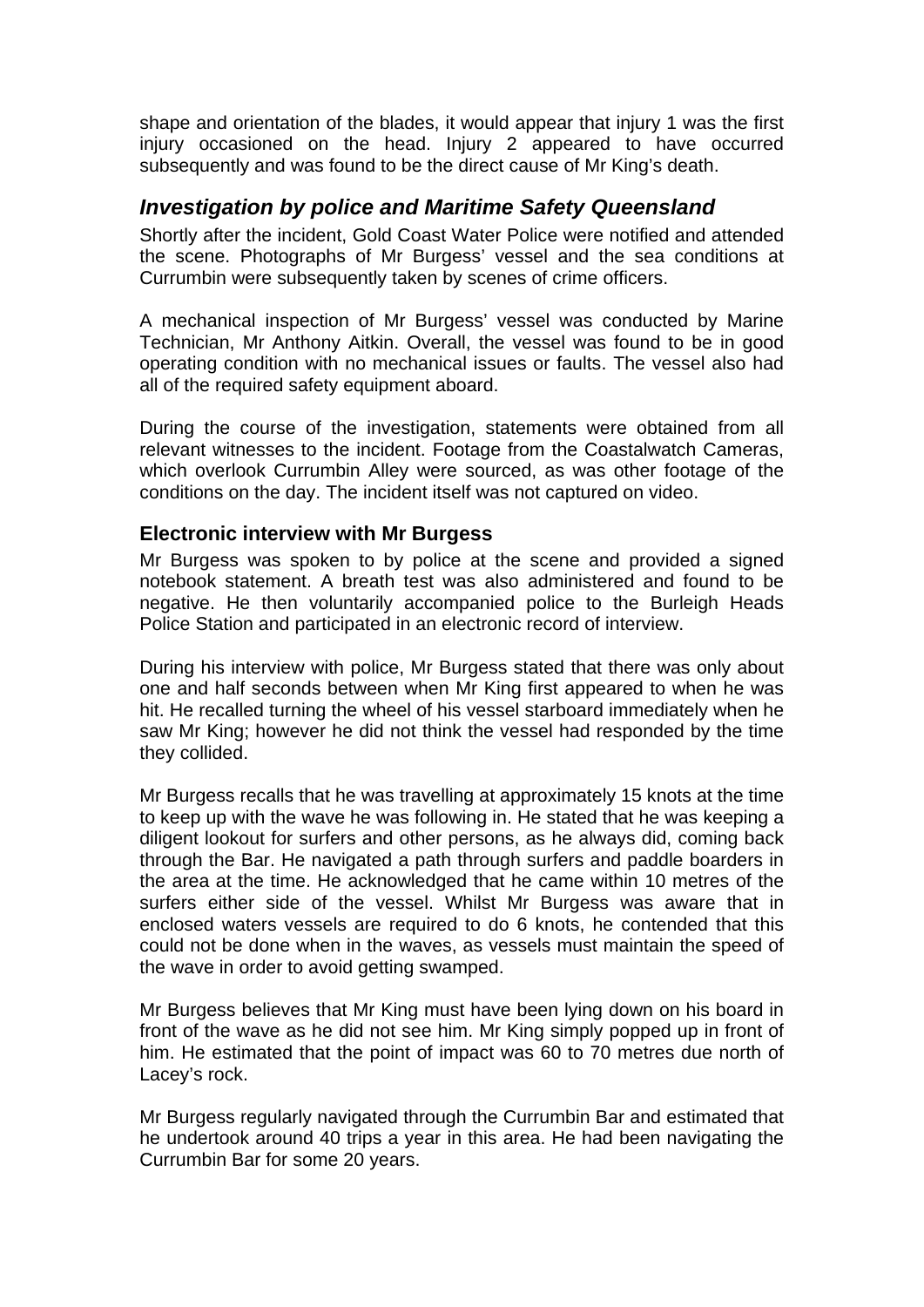shape and orientation of the blades, it would appear that injury 1 was the first injury occasioned on the head. Injury 2 appeared to have occurred subsequently and was found to be the direct cause of Mr King's death.

## *Investigation by police and Maritime Safety Queensland*

Shortly after the incident, Gold Coast Water Police were notified and attended the scene. Photographs of Mr Burgess' vessel and the sea conditions at Currumbin were subsequently taken by scenes of crime officers.

A mechanical inspection of Mr Burgess' vessel was conducted by Marine Technician, Mr Anthony Aitkin. Overall, the vessel was found to be in good operating condition with no mechanical issues or faults. The vessel also had all of the required safety equipment aboard.

During the course of the investigation, statements were obtained from all relevant witnesses to the incident. Footage from the Coastalwatch Cameras, which overlook Currumbin Alley were sourced, as was other footage of the conditions on the day. The incident itself was not captured on video.

### Electronic interview with Mr Burgess

Mr Burgess was spoken to by police at the scene and provided a signed notebook statement. A breath test was also administered and found to be negative. He then voluntarily accompanied police to the Burleigh Heads Police Station and participated in an electronic record of interview.

During his interview with police, Mr Burgess stated that there was only about one and half seconds between when Mr King first appeared to when he was hit. He recalled turning the wheel of his vessel starboard immediately when he saw Mr King; however he did not think the vessel had responded by the time they collided.

Mr Burgess recalls that he was travelling at approximately 15 knots at the time to keep up with the wave he was following in. He stated that he was keeping a diligent lookout for surfers and other persons, as he always did, coming back through the Bar. He navigated a path through surfers and paddle boarders in the area at the time. He acknowledged that he came within 10 metres of the surfers either side of the vessel. Whilst Mr Burgess was aware that in enclosed waters vessels are required to do 6 knots, he contended that this could not be done when in the waves, as vessels must maintain the speed of the wave in order to avoid getting swamped.

Mr Burgess believes that Mr King must have been lying down on his board in front of the wave as he did not see him. Mr King simply popped up in front of him. He estimated that the point of impact was 60 to 70 metres due north of Lacey's rock.

Mr Burgess regularly navigated through the Currumbin Bar and estimated that he undertook around 40 trips a year in this area. He had been navigating the Currumbin Bar for some 20 years.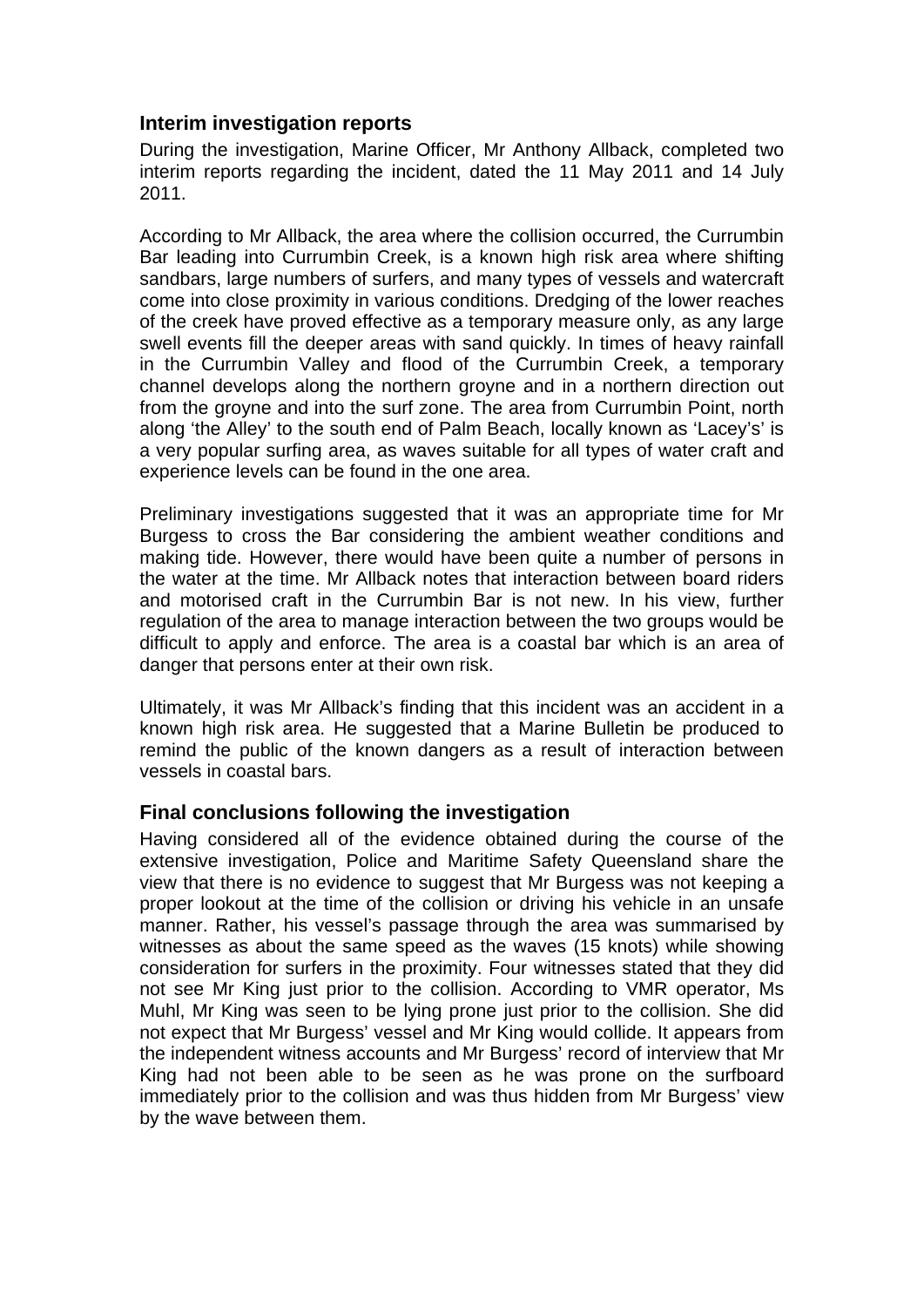## Interim investigation reports

During the investigation, Marine Officer, Mr Anthony Allback, completed two interim reports regarding the incident, dated the 11 May 2011 and 14 July 2011.

According to Mr Allback, the area where the collision occurred, the Currumbin Bar leading into Currumbin Creek, is a known high risk area where shifting sandbars, large numbers of surfers, and many types of vessels and watercraft come into close proximity in various conditions. Dredging of the lower reaches of the creek have proved effective as a temporary measure only, as any large swell events fill the deeper areas with sand quickly. In times of heavy rainfall in the Currumbin Valley and flood of the Currumbin Creek, a temporary channel develops along the northern groyne and in a northern direction out from the groyne and into the surf zone. The area from Currumbin Point, north along 'the Alley' to the south end of Palm Beach, locally known as 'Lacey's' is a very popular surfing area, as waves suitable for all types of water craft and experience levels can be found in the one area.

Preliminary investigations suggested that it was an appropriate time for Mr Burgess to cross the Bar considering the ambient weather conditions and making tide. However, there would have been quite a number of persons in the water at the time. Mr Allback notes that interaction between board riders and motorised craft in the Currumbin Bar is not new. In his view, further regulation of the area to manage interaction between the two groups would be difficult to apply and enforce. The area is a coastal bar which is an area of danger that persons enter at their own risk.

Ultimately, it was Mr Allback's finding that this incident was an accident in a known high risk area. He suggested that a Marine Bulletin be produced to remind the public of the known dangers as a result of interaction between vessels in coastal bars.

## Final conclusions following the investigation

Having considered all of the evidence obtained during the course of the extensive investigation, Police and Maritime Safety Queensland share the view that there is no evidence to suggest that Mr Burgess was not keeping a proper lookout at the time of the collision or driving his vehicle in an unsafe manner. Rather, his vessel's passage through the area was summarised by witnesses as about the same speed as the waves (15 knots) while showing consideration for surfers in the proximity. Four witnesses stated that they did not see Mr King just prior to the collision. According to VMR operator, Ms Muhl, Mr King was seen to be lying prone just prior to the collision. She did not expect that Mr Burgess' vessel and Mr King would collide. It appears from the independent witness accounts and Mr Burgess' record of interview that Mr King had not been able to be seen as he was prone on the surfboard immediately prior to the collision and was thus hidden from Mr Burgess' view by the wave between them.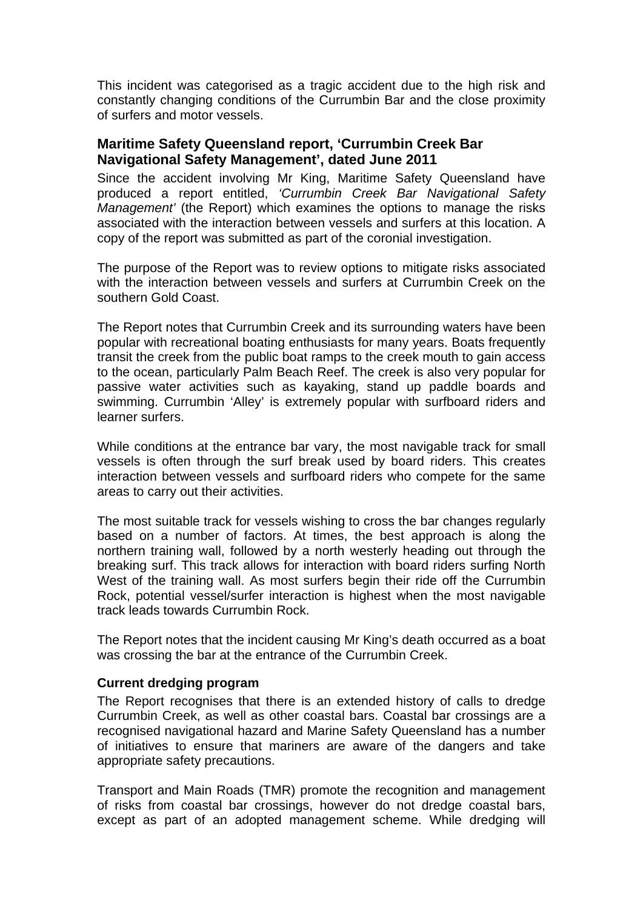This incident was categorised as a tragic accident due to the high risk and constantly changing conditions of the Currumbin Bar and the close proximity of surfers and motor vessels.

## Maritime Safety Queensland report, 'Currumbin Creek Bar Navigational Safety Management', dated June 2011

Since the accident involving Mr King, Maritime Safety Queensland have produced a report entitled, *'Currumbin Creek Bar Navigational Safety Management'* (the Report) which examines the options to manage the risks associated with the interaction between vessels and surfers at this location. A copy of the report was submitted as part of the coronial investigation.

The purpose of the Report was to review options to mitigate risks associated with the interaction between vessels and surfers at Currumbin Creek on the southern Gold Coast.

The Report notes that Currumbin Creek and its surrounding waters have been popular with recreational boating enthusiasts for many years. Boats frequently transit the creek from the public boat ramps to the creek mouth to gain access to the ocean, particularly Palm Beach Reef. The creek is also very popular for passive water activities such as kayaking, stand up paddle boards and swimming. Currumbin 'Alley' is extremely popular with surfboard riders and learner surfers.

While conditions at the entrance bar vary, the most navigable track for small vessels is often through the surf break used by board riders. This creates interaction between vessels and surfboard riders who compete for the same areas to carry out their activities.

The most suitable track for vessels wishing to cross the bar changes regularly based on a number of factors. At times, the best approach is along the northern training wall, followed by a north westerly heading out through the breaking surf. This track allows for interaction with board riders surfing North West of the training wall. As most surfers begin their ride off the Currumbin Rock, potential vessel/surfer interaction is highest when the most navigable track leads towards Currumbin Rock.

The Report notes that the incident causing Mr King's death occurred as a boat was crossing the bar at the entrance of the Currumbin Creek.

### Current dredging program

The Report recognises that there is an extended history of calls to dredge Currumbin Creek, as well as other coastal bars. Coastal bar crossings are a recognised navigational hazard and Marine Safety Queensland has a number of initiatives to ensure that mariners are aware of the dangers and take appropriate safety precautions.

Transport and Main Roads (TMR) promote the recognition and management of risks from coastal bar crossings, however do not dredge coastal bars, except as part of an adopted management scheme. While dredging will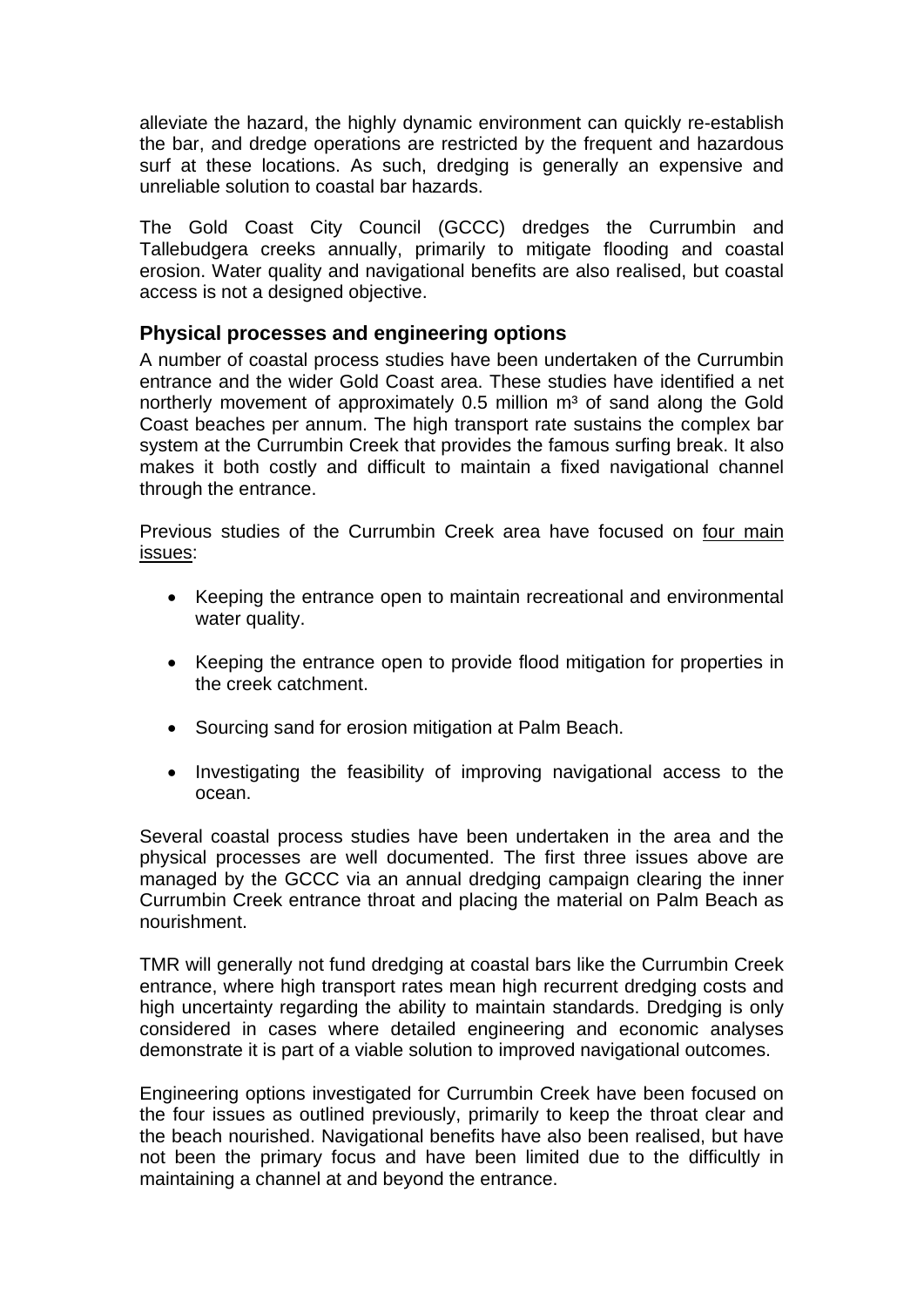alleviate the hazard, the highly dynamic environment can quickly re-establish the bar, and dredge operations are restricted by the frequent and hazardous surf at these locations. As such, dredging is generally an expensive and unreliable solution to coastal bar hazards.

The Gold Coast City Council (GCCC) dredges the Currumbin and Tallebudgera creeks annually, primarily to mitigate flooding and coastal erosion. Water quality and navigational benefits are also realised, but coastal access is not a designed objective.

### Physical processes and engineering options

A number of coastal process studies have been undertaken of the Currumbin entrance and the wider Gold Coast area. These studies have identified a net northerly movement of approximately 0.5 million $m^3$ of sand along the Gold Coast beaches per annum. The high transport rate sustains the complex bar system at the Currumbin Creek that provides the famous surfing break. It also makes it both costly and difficult to maintain a fixed navigational channel through the entrance.

Previous studies of the Currumbin Creek area have focused on four main issues:

- Keeping the entrance open to maintain recreational and environmental water quality.
- Keeping the entrance open to provide flood mitigation for properties in the creek catchment.
- Sourcing sand for erosion mitigation at Palm Beach.
- Investigating the feasibility of improving navigational access to the ocean.

Several coastal process studies have been undertaken in the area and the physical processes are well documented. The first three issues above are managed by the GCCC via an annual dredging campaign clearing the inner Currumbin Creek entrance throat and placing the material on Palm Beach as nourishment.

TMR will generally not fund dredging at coastal bars like the Currumbin Creek entrance, where high transport rates mean high recurrent dredging costs and high uncertainty regarding the ability to maintain standards. Dredging is only considered in cases where detailed engineering and economic analyses demonstrate it is part of a viable solution to improved navigational outcomes.

Engineering options investigated for Currumbin Creek have been focused on the four issues as outlined previously, primarily to keep the throat clear and the beach nourished. Navigational benefits have also been realised, but have not been the primary focus and have been limited due to the difficultly in maintaining a channel at and beyond the entrance.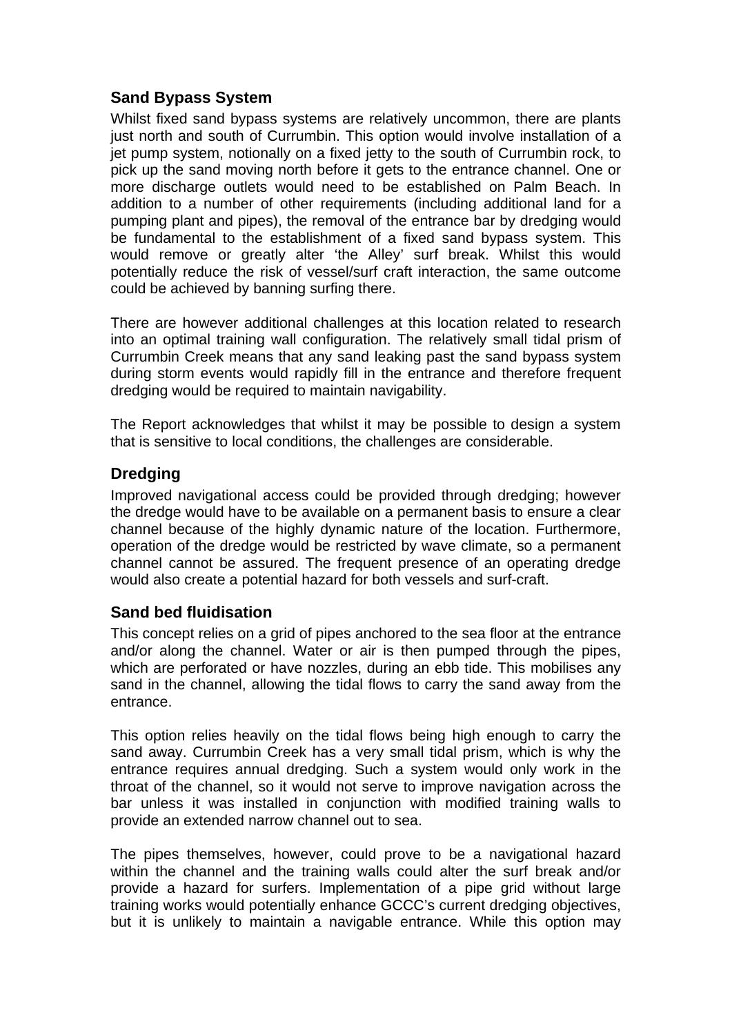### Sand Bypass System

Whilst fixed sand bypass systems are relatively uncommon, there are plants just north and south of Currumbin. This option would involve installation of a jet pump system, notionally on a fixed jetty to the south of Currumbin rock, to pick up the sand moving north before it gets to the entrance channel. One or more discharge outlets would need to be established on Palm Beach. In addition to a number of other requirements (including additional land for a pumping plant and pipes), the removal of the entrance bar by dredging would be fundamental to the establishment of a fixed sand bypass system. This would remove or greatly alter 'the Alley' surf break. Whilst this would potentially reduce the risk of vessel/surf craft interaction, the same outcome could be achieved by banning surfing there.

There are however additional challenges at this location related to research into an optimal training wall configuration. The relatively small tidal prism of Currumbin Creek means that any sand leaking past the sand bypass system during storm events would rapidly fill in the entrance and therefore frequent dredging would be required to maintain navigability.

The Report acknowledges that whilst it may be possible to design a system that is sensitive to local conditions, the challenges are considerable.

### Dredging

Improved navigational access could be provided through dredging; however the dredge would have to be available on a permanent basis to ensure a clear channel because of the highly dynamic nature of the location. Furthermore, operation of the dredge would be restricted by wave climate, so a permanent channel cannot be assured. The frequent presence of an operating dredge would also create a potential hazard for both vessels and surf-craft.

### Sand bed fluidisation

This concept relies on a grid of pipes anchored to the sea floor at the entrance and/or along the channel. Water or air is then pumped through the pipes, which are perforated or have nozzles, during an ebb tide. This mobilises any sand in the channel, allowing the tidal flows to carry the sand away from the entrance.

This option relies heavily on the tidal flows being high enough to carry the sand away. Currumbin Creek has a very small tidal prism, which is why the entrance requires annual dredging. Such a system would only work in the throat of the channel, so it would not serve to improve navigation across the bar unless it was installed in conjunction with modified training walls to provide an extended narrow channel out to sea.

The pipes themselves, however, could prove to be a navigational hazard within the channel and the training walls could alter the surf break and/or provide a hazard for surfers. Implementation of a pipe grid without large training works would potentially enhance GCCC's current dredging objectives, but it is unlikely to maintain a navigable entrance. While this option may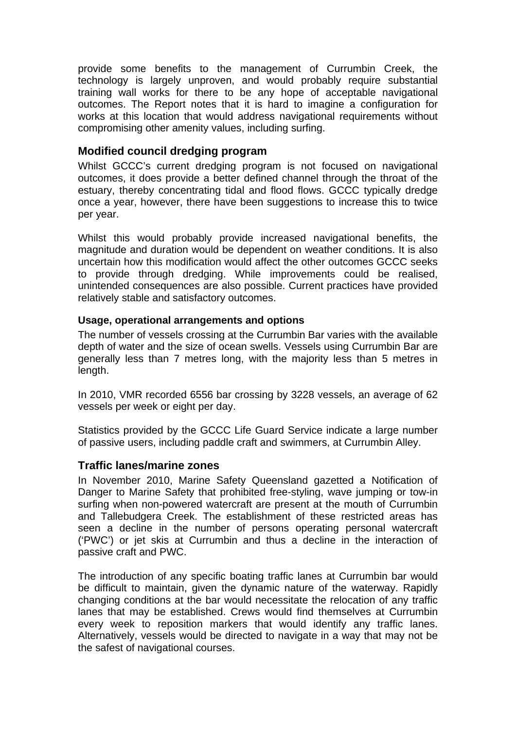provide some benefits to the management of Currumbin Creek, the technology is largely unproven, and would probably require substantial training wall works for there to be any hope of acceptable navigational outcomes. The Report notes that it is hard to imagine a configuration for works at this location that would address navigational requirements without compromising other amenity values, including surfing.

## Modified council dredging program

Whilst GCCC's current dredging program is not focused on navigational outcomes, it does provide a better defined channel through the throat of the estuary, thereby concentrating tidal and flood flows. GCCC typically dredge once a year, however, there have been suggestions to increase this to twice per year.

Whilst this would probably provide increased navigational benefits, the magnitude and duration would be dependent on weather conditions. It is also uncertain how this modification would affect the other outcomes GCCC seeks to provide through dredging. While improvements could be realised, unintended consequences are also possible. Current practices have provided relatively stable and satisfactory outcomes.

### Usage, operational arrangements and options

The number of vessels crossing at the Currumbin Bar varies with the available depth of water and the size of ocean swells. Vessels using Currumbin Bar are generally less than 7 metres long, with the majority less than 5 metres in length.

In 2010, VMR recorded 6556 bar crossing by 3228 vessels, an average of 62 vessels per week or eight per day.

Statistics provided by the GCCC Life Guard Service indicate a large number of passive users, including paddle craft and swimmers, at Currumbin Alley.

## Traffic lanes/marine zones

In November 2010, Marine Safety Queensland gazetted a Notification of Danger to Marine Safety that prohibited free-styling, wave jumping or tow-in surfing when non-powered watercraft are present at the mouth of Currumbin and Tallebudgera Creek. The establishment of these restricted areas has seen a decline in the number of persons operating personal watercraft ('PWC') or jet skis at Currumbin and thus a decline in the interaction of passive craft and PWC.

The introduction of any specific boating traffic lanes at Currumbin bar would be difficult to maintain, given the dynamic nature of the waterway. Rapidly changing conditions at the bar would necessitate the relocation of any traffic lanes that may be established. Crews would find themselves at Currumbin every week to reposition markers that would identify any traffic lanes. Alternatively, vessels would be directed to navigate in a way that may not be the safest of navigational courses.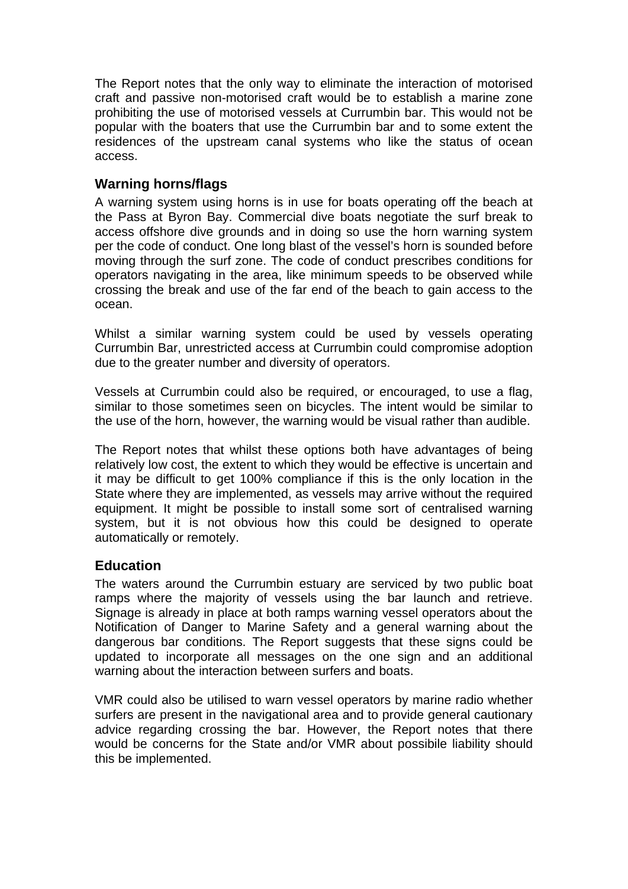The Report notes that the only way to eliminate the interaction of motorised craft and passive non-motorised craft would be to establish a marine zone prohibiting the use of motorised vessels at Currumbin bar. This would not be popular with the boaters that use the Currumbin bar and to some extent the residences of the upstream canal systems who like the status of ocean access.

### Warning horns/flags

A warning system using horns is in use for boats operating off the beach at the Pass at Byron Bay. Commercial dive boats negotiate the surf break to access offshore dive grounds and in doing so use the horn warning system per the code of conduct. One long blast of the vessel's horn is sounded before moving through the surf zone. The code of conduct prescribes conditions for operators navigating in the area, like minimum speeds to be observed while crossing the break and use of the far end of the beach to gain access to the ocean.

Whilst a similar warning system could be used by vessels operating Currumbin Bar, unrestricted access at Currumbin could compromise adoption due to the greater number and diversity of operators.

Vessels at Currumbin could also be required, or encouraged, to use a flag, similar to those sometimes seen on bicycles. The intent would be similar to the use of the horn, however, the warning would be visual rather than audible.

The Report notes that whilst these options both have advantages of being relatively low cost, the extent to which they would be effective is uncertain and it may be difficult to get 100% compliance if this is the only location in the State where they are implemented, as vessels may arrive without the required equipment. It might be possible to install some sort of centralised warning system, but it is not obvious how this could be designed to operate automatically or remotely.

### Education

The waters around the Currumbin estuary are serviced by two public boat ramps where the majority of vessels using the bar launch and retrieve. Signage is already in place at both ramps warning vessel operators about the Notification of Danger to Marine Safety and a general warning about the dangerous bar conditions. The Report suggests that these signs could be updated to incorporate all messages on the one sign and an additional warning about the interaction between surfers and boats.

VMR could also be utilised to warn vessel operators by marine radio whether surfers are present in the navigational area and to provide general cautionary advice regarding crossing the bar. However, the Report notes that there would be concerns for the State and/or VMR about possibile liability should this be implemented.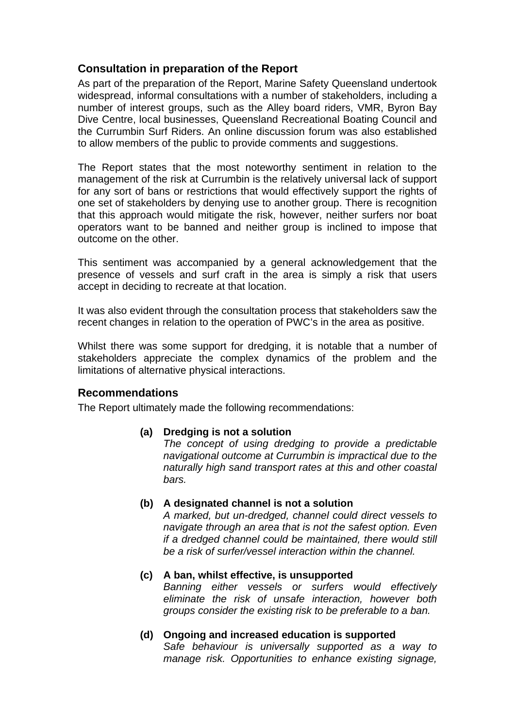## Consultation in preparation of the Report

As part of the preparation of the Report, Marine Safety Queensland undertook widespread, informal consultations with a number of stakeholders, including a number of interest groups, such as the Alley board riders, VMR, Byron Bay Dive Centre, local businesses, Queensland Recreational Boating Council and the Currumbin Surf Riders. An online discussion forum was also established to allow members of the public to provide comments and suggestions.

The Report states that the most noteworthy sentiment in relation to the management of the risk at Currumbin is the relatively universal lack of support for any sort of bans or restrictions that would effectively support the rights of one set of stakeholders by denying use to another group. There is recognition that this approach would mitigate the risk, however, neither surfers nor boat operators want to be banned and neither group is inclined to impose that outcome on the other.

This sentiment was accompanied by a general acknowledgement that the presence of vessels and surf craft in the area is simply a risk that users accept in deciding to recreate at that location.

It was also evident through the consultation process that stakeholders saw the recent changes in relation to the operation of PWC's in the area as positive.

Whilst there was some support for dredging, it is notable that a number of stakeholders appreciate the complex dynamics of the problem and the limitations of alternative physical interactions.

## Recommendations

The Report ultimately made the following recommendations:

**(a) Dredging is not a solution**
*The concept of using dredging to provide a predictable navigational outcome at Currumbin is impractical due to the naturally high sand transport rates at this and other coastal bars.*

**(b) A designated channel is not a solution**
*A marked, but un-dredged, channel could direct vessels to navigate through an area that is not the safest option. Even if a dredged channel could be maintained, there would still be a risk of surfer/vessel interaction within the channel.*

**(c) A ban, whilst effective, is unsupported**
*Banning either vessels or surfers would effectively eliminate the risk of unsafe interaction, however both groups consider the existing risk to be preferable to a ban.*

**(d) Ongoing and increased education is supported**
*Safe behaviour is universally supported as a way to manage risk. Opportunities to enhance existing signage,*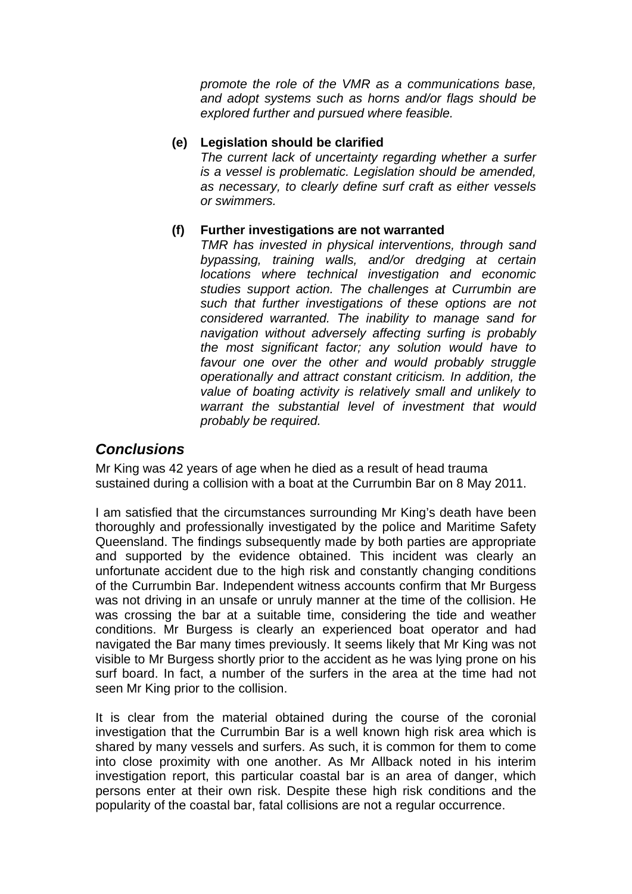*promote the role of the VMR as a communications base, and adopt systems such as horns and/or flags should be explored further and pursued where feasible.*

**(e) Legislation should be clarified**

*The current lack of uncertainty regarding whether a surfer is a vessel is problematic. Legislation should be amended, as necessary, to clearly define surf craft as either vessels or swimmers.*

**(f) Further investigations are not warranted**

*TMR has invested in physical interventions, through sand bypassing, training walls, and/or dredging at certain locations where technical investigation and economic studies support action. The challenges at Currumbin are such that further investigations of these options are not considered warranted. The inability to manage sand for navigation without adversely affecting surfing is probably the most significant factor; any solution would have to favour one over the other and would probably struggle operationally and attract constant criticism. In addition, the value of boating activity is relatively small and unlikely to warrant the substantial level of investment that would probably be required.*

## *Conclusions*

Mr King was 42 years of age when he died as a result of head trauma sustained during a collision with a boat at the Currumbin Bar on 8 May 2011.

I am satisfied that the circumstances surrounding Mr King's death have been thoroughly and professionally investigated by the police and Maritime Safety Queensland. The findings subsequently made by both parties are appropriate and supported by the evidence obtained. This incident was clearly an unfortunate accident due to the high risk and constantly changing conditions of the Currumbin Bar. Independent witness accounts confirm that Mr Burgess was not driving in an unsafe or unruly manner at the time of the collision. He was crossing the bar at a suitable time, considering the tide and weather conditions. Mr Burgess is clearly an experienced boat operator and had navigated the Bar many times previously. It seems likely that Mr King was not visible to Mr Burgess shortly prior to the accident as he was lying prone on his surf board. In fact, a number of the surfers in the area at the time had not seen Mr King prior to the collision.

It is clear from the material obtained during the course of the coronial investigation that the Currumbin Bar is a well known high risk area which is shared by many vessels and surfers. As such, it is common for them to come into close proximity with one another. As Mr Allback noted in his interim investigation report, this particular coastal bar is an area of danger, which persons enter at their own risk. Despite these high risk conditions and the popularity of the coastal bar, fatal collisions are not a regular occurrence.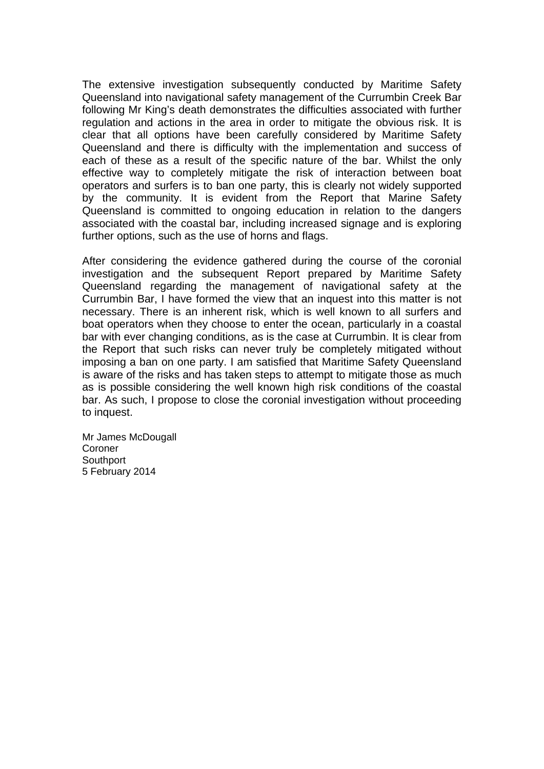The extensive investigation subsequently conducted by Maritime Safety Queensland into navigational safety management of the Currumbin Creek Bar following Mr King's death demonstrates the difficulties associated with further regulation and actions in the area in order to mitigate the obvious risk. It is clear that all options have been carefully considered by Maritime Safety Queensland and there is difficulty with the implementation and success of each of these as a result of the specific nature of the bar. Whilst the only effective way to completely mitigate the risk of interaction between boat operators and surfers is to ban one party, this is clearly not widely supported by the community. It is evident from the Report that Marine Safety Queensland is committed to ongoing education in relation to the dangers associated with the coastal bar, including increased signage and is exploring further options, such as the use of horns and flags.

After considering the evidence gathered during the course of the coronial investigation and the subsequent Report prepared by Maritime Safety Queensland regarding the management of navigational safety at the Currumbin Bar, I have formed the view that an inquest into this matter is not necessary. There is an inherent risk, which is well known to all surfers and boat operators when they choose to enter the ocean, particularly in a coastal bar with ever changing conditions, as is the case at Currumbin. It is clear from the Report that such risks can never truly be completely mitigated without imposing a ban on one party. I am satisfied that Maritime Safety Queensland is aware of the risks and has taken steps to attempt to mitigate those as much as is possible considering the well known high risk conditions of the coastal bar. As such, I propose to close the coronial investigation without proceeding to inquest.

Mr James McDougall
Coroner
Southport
5 February 2014